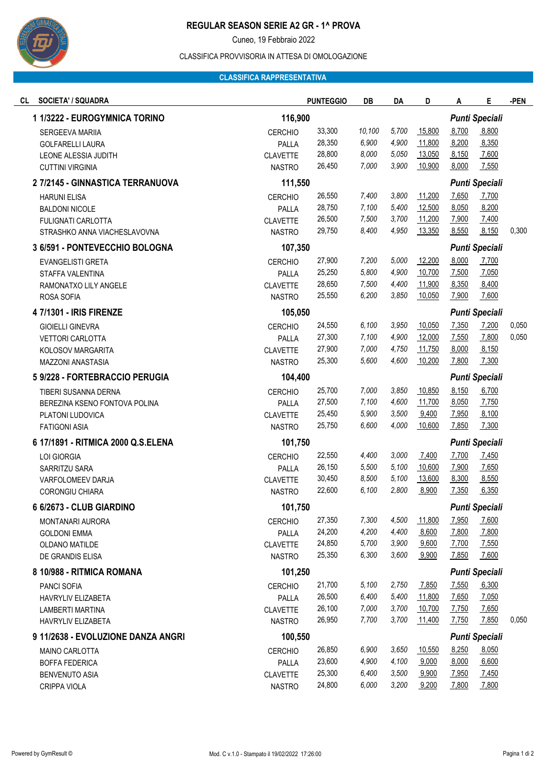# REGULAR SEASON SERIE A2 GR - 1^ PROVA

Cuneo, 19 Febbraio 2022

CLASSIFICA PROVVISORIA IN ATTESA DI OMOLOGAZIONE

## CLASSIFICA RAPPRESENTATIVA

| CL | SOCIETA' / SQUADRA | | PUNTEGGIO | DB | DA | D | A | E | -PEN |
|---|---|---|---|---|---|---|---|---|---|
| **1** | **1/3222 - EUROGYMNICA TORINO** | | **116,900** | | | | ***Punti Speciali*** | | |
| | SERGEEVA MARIIA | CERCHIO | 33,300 | *10,100* | *5,700* | 15,800 | 8,700 | 8,800 | |
| | GOLFARELLI LAURA | PALLA | 28,350 | *6,900* | *4,900* | 11,800 | 8,200 | 8,350 | |
| | LEONE ALESSIA JUDITH | CLAVETTE | 28,800 | *8,000* | *5,050* | 13,050 | 8,150 | 7,600 | |
| | CUTTINI VIRGINIA | NASTRO | 26,450 | *7,000* | *3,900* | 10,900 | 8,000 | 7,550 | |
| **2** | **7/2145 - GINNASTICA TERRANUOVA** | | **111,550** | | | | ***Punti Speciali*** | | |
| | HARUNI ELISA | CERCHIO | 26,550 | *7,400* | *3,800* | 11,200 | 7,650 | 7,700 | |
| | BALDONI NICOLE | PALLA | 28,750 | *7,100* | *5,400* | 12,500 | 8,050 | 8,200 | |
| | FULIGNATI CARLOTTA | CLAVETTE | 26,500 | *7,500* | *3,700* | 11,200 | 7,900 | 7,400 | |
| | STRASHKO ANNA VIACHESLAVOVNA | NASTRO | 29,750 | *8,400* | *4,950* | 13,350 | 8,550 | 8,150 | 0,300 |
| **3** | **6/591 - PONTEVECCHIO BOLOGNA** | | **107,350** | | | | ***Punti Speciali*** | | |
| | EVANGELISTI GRETA | CERCHIO | 27,900 | *7,200* | *5,000* | 12,200 | 8,000 | 7,700 | |
| | STAFFA VALENTINA | PALLA | 25,250 | *5,800* | *4,900* | 10,700 | 7,500 | 7,050 | |
| | RAMONATXO LILY ANGELE | CLAVETTE | 28,650 | *7,500* | *4,400* | 11,900 | 8,350 | 8,400 | |
| | ROSA SOFIA | NASTRO | 25,550 | *6,200* | *3,850* | 10,050 | 7,900 | 7,600 | |
| **4** | **7/1301 - IRIS FIRENZE** | | **105,050** | | | | ***Punti Speciali*** | | |
| | GIOIELLI GINEVRA | CERCHIO | 24,550 | *6,100* | *3,950* | 10,050 | 7,350 | 7,200 | 0,050 |
| | VETTORI CARLOTTA | PALLA | 27,300 | *7,100* | *4,900* | 12,000 | 7,550 | 7,800 | 0,050 |
| | KOLOSOV MARGARITA | CLAVETTE | 27,900 | *7,000* | *4,750* | 11,750 | 8,000 | 8,150 | |
| | MAZZONI ANASTASIA | NASTRO | 25,300 | *5,600* | *4,600* | 10,200 | 7,800 | 7,300 | |
| **5** | **9/228 - FORTEBRACCIO PERUGIA** | | **104,400** | | | | ***Punti Speciali*** | | |
| | TIBERI SUSANNA DERNA | CERCHIO | 25,700 | *7,000* | *3,850* | 10,850 | 8,150 | 6,700 | |
| | BEREZINA KSENO FONTOVA POLINA | PALLA | 27,500 | *7,100* | *4,600* | 11,700 | 8,050 | 7,750 | |
| | PLATONI LUDOVICA | CLAVETTE | 25,450 | *5,900* | *3,500* | 9,400 | 7,950 | 8,100 | |
| | FATIGONI ASIA | NASTRO | 25,750 | *6,600* | *4,000* | 10,600 | 7,850 | 7,300 | |
| **6** | **17/1891 - RITMICA 2000 Q.S.ELENA** | | **101,750** | | | | ***Punti Speciali*** | | |
| | LOI GIORGIA | CERCHIO | 22,550 | *4,400* | *3,000* | 7,400 | 7,700 | 7,450 | |
| | SARRITZU SARA | PALLA | 26,150 | *5,500* | *5,100* | 10,600 | 7,900 | 7,650 | |
| | VARFOLOMEEV DARJA | CLAVETTE | 30,450 | *8,500* | *5,100* | 13,600 | 8,300 | 8,550 | |
| | CORONGIU CHIARA | NASTRO | 22,600 | *6,100* | *2,800* | 8,900 | 7,350 | 6,350 | |
| **6** | **6/2673 - CLUB GIARDINO** | | **101,750** | | | | ***Punti Speciali*** | | |
| | MONTANARI AURORA | CERCHIO | 27,350 | *7,300* | *4,500* | 11,800 | 7,950 | 7,600 | |
| | GOLDONI EMMA | PALLA | 24,200 | *4,200* | *4,400* | 8,600 | 7,800 | 7,800 | |
| | OLDANO MATILDE | CLAVETTE | 24,850 | *5,700* | *3,900* | 9,600 | 7,700 | 7,550 | |
| | DE GRANDIS ELISA | NASTRO | 25,350 | *6,300* | *3,600* | 9,900 | 7,850 | 7,600 | |
| **8** | **10/988 - RITMICA ROMANA** | | **101,250** | | | | ***Punti Speciali*** | | |
| | PANCI SOFIA | CERCHIO | 21,700 | *5,100* | *2,750* | 7,850 | 7,550 | 6,300 | |
| | HAVRYLIV ELIZABETA | PALLA | 26,500 | *6,400* | *5,400* | 11,800 | 7,650 | 7,050 | |
| | LAMBERTI MARTINA | CLAVETTE | 26,100 | *7,000* | *3,700* | 10,700 | 7,750 | 7,650 | |
| | HAVRYLIV ELIZABETA | NASTRO | 26,950 | *7,700* | *3,700* | 11,400 | 7,750 | 7,850 | 0,050 |
| **9** | **11/2638 - EVOLUZIONE DANZA ANGRI** | | **100,550** | | | | ***Punti Speciali*** | | |
| | MAINO CARLOTTA | CERCHIO | 26,850 | *6,900* | *3,650* | 10,550 | 8,250 | 8,050 | |
| | BOFFA FEDERICA | PALLA | 23,600 | *4,900* | *4,100* | 9,000 | 8,000 | 6,600 | |
| | BENVENUTO ASIA | CLAVETTE | 25,300 | *6,400* | *3,500* | 9,900 | 7,950 | 7,450 | |
| | CRIPPA VIOLA | NASTRO | 24,800 | *6,000* | *3,200* | 9,200 | 7,800 | 7,800 | |

Powered by GymResult ©

Mod. C v.1.0 - Stampato il 19/02/2022 17:26:00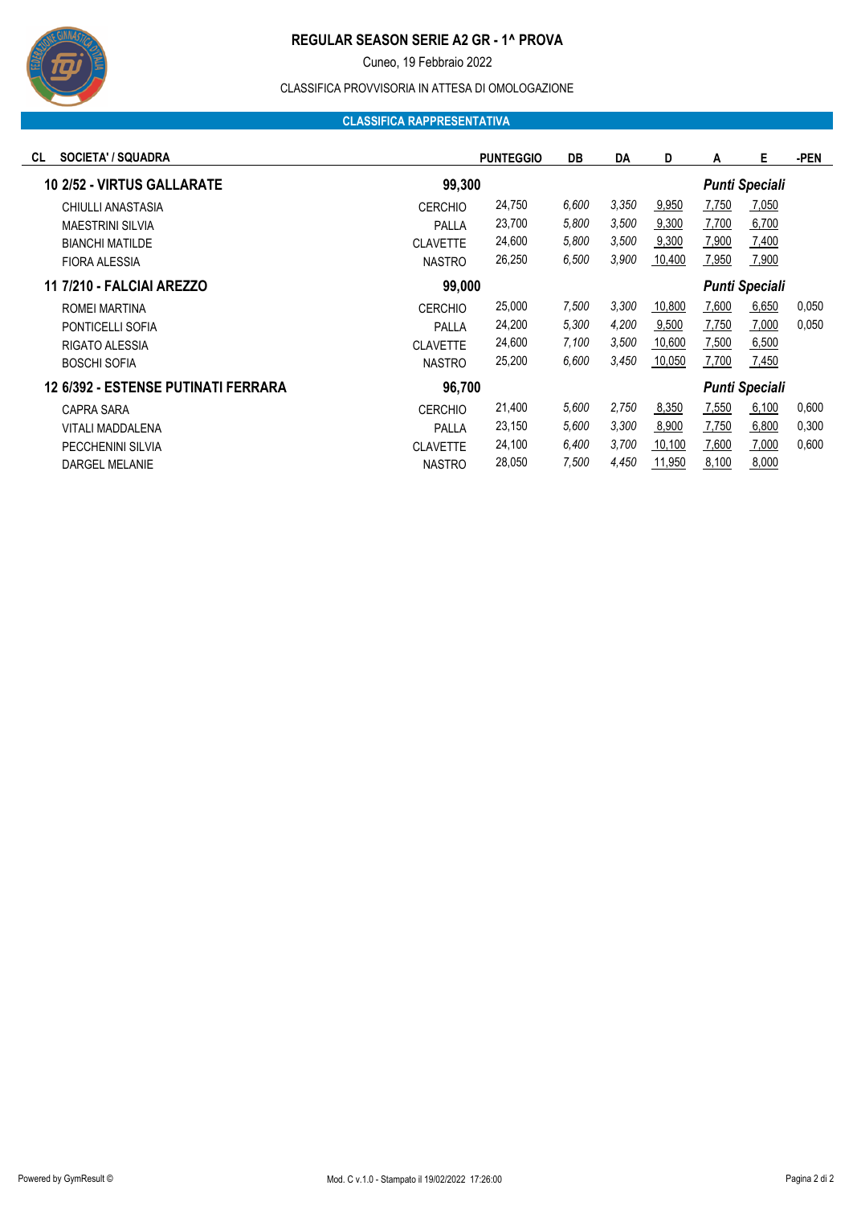# REGULAR SEASON SERIE A2 GR - 1^ PROVA

Cuneo, 19 Febbraio 2022

CLASSIFICA PROVVISORIA IN ATTESA DI OMOLOGAZIONE

## CLASSIFICA RAPPRESENTATIVA

| CL | SOCIETA' / SQUADRA | | PUNTEGGIO | DB | DA | D | A | E | -PEN |
|---|---|---|---|---|---|---|---|---|---|
| **10** | **2/52 - VIRTUS GALLARATE** | **99,300** | | | | | ***Punti Speciali*** | | |
| | CHIULLI ANASTASIA | CERCHIO | 24,750 | *6,600* | *3,350* | 9,950 | 7,750 | 7,050 | |
| | MAESTRINI SILVIA | PALLA | 23,700 | *5,800* | *3,500* | 9,300 | 7,700 | 6,700 | |
| | BIANCHI MATILDE | CLAVETTE | 24,600 | *5,800* | *3,500* | 9,300 | 7,900 | 7,400 | |
| | FIORA ALESSIA | NASTRO | 26,250 | *6,500* | *3,900* | 10,400 | 7,950 | 7,900 | |
| **11** | **7/210 - FALCIAI AREZZO** | **99,000** | | | | | ***Punti Speciali*** | | |
| | ROMEI MARTINA | CERCHIO | 25,000 | *7,500* | *3,300* | 10,800 | 7,600 | 6,650 | 0,050 |
| | PONTICELLI SOFIA | PALLA | 24,200 | *5,300* | *4,200* | 9,500 | 7,750 | 7,000 | 0,050 |
| | RIGATO ALESSIA | CLAVETTE | 24,600 | *7,100* | *3,500* | 10,600 | 7,500 | 6,500 | |
| | BOSCHI SOFIA | NASTRO | 25,200 | *6,600* | *3,450* | 10,050 | 7,700 | 7,450 | |
| **12** | **6/392 - ESTENSE PUTINATI FERRARA** | **96,700** | | | | | ***Punti Speciali*** | | |
| | CAPRA SARA | CERCHIO | 21,400 | *5,600* | *2,750* | 8,350 | 7,550 | 6,100 | 0,600 |
| | VITALI MADDALENA | PALLA | 23,150 | *5,600* | *3,300* | 8,900 | 7,750 | 6,800 | 0,300 |
| | PECCHENINI SILVIA | CLAVETTE | 24,100 | *6,400* | *3,700* | 10,100 | 7,600 | 7,000 | 0,600 |
| | DARGEL MELANIE | NASTRO | 28,050 | *7,500* | *4,450* | 11,950 | 8,100 | 8,000 | |

Powered by GymResult © Mod. C v.1.0 - Stampato il 19/02/2022 17:26:00